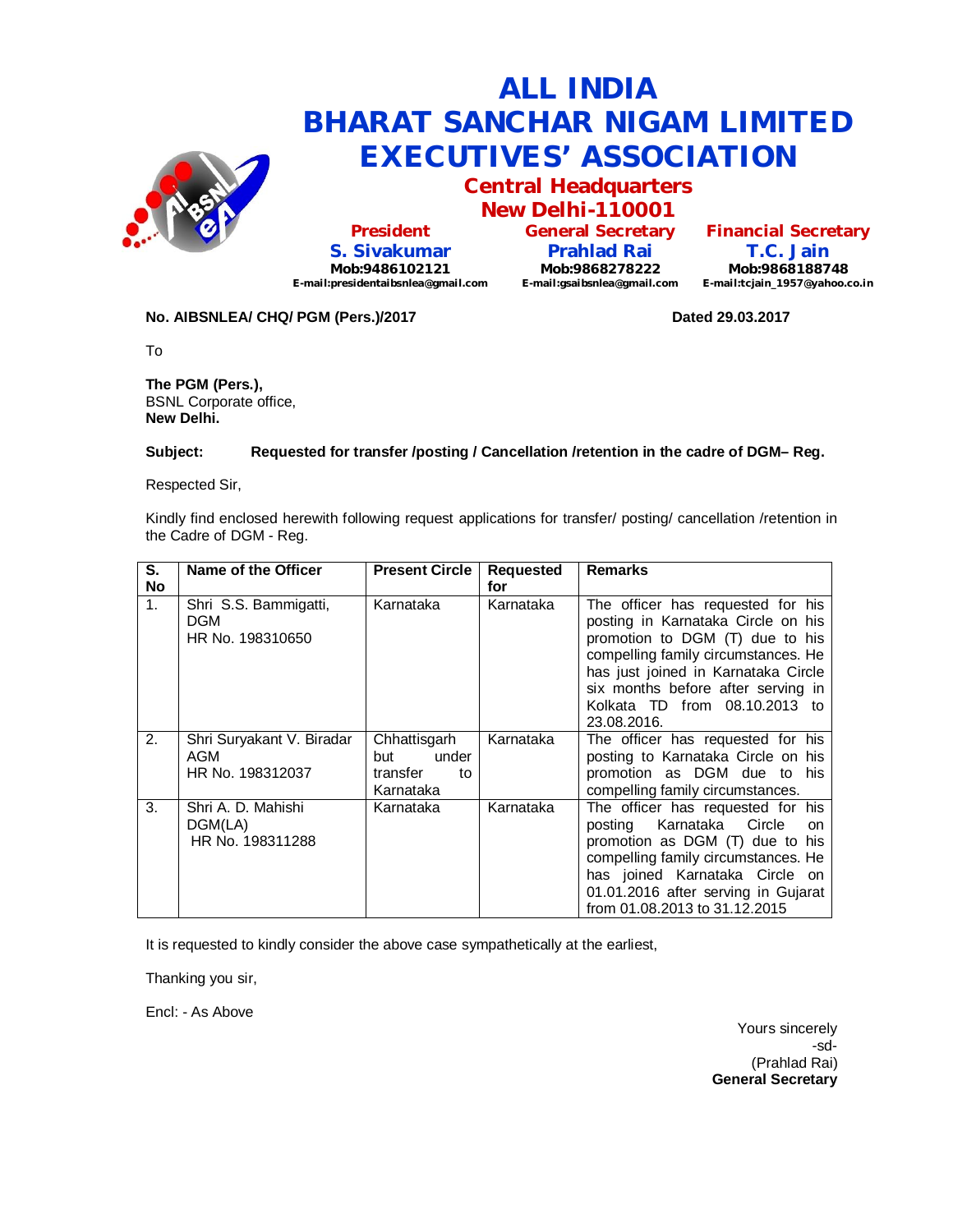# ALL INDIA BHARAT SANCHAR NIGAM LIMITED EXECUTIVES' ASSOCIATION

## Central Headquarters New Delhi-110001

| President | General Secretary | Financial Secretary |
|---|---|---|
| S. Sivakumar | Prahlad Rai | T.C. Jain |
| Mob:9486102121 | Mob:9868278222 | Mob:9868188748 |
| E-mail:presidentaibsnlea@gmail.com | E-mail:gsaibsnlea@gmail.com | E-mail:tcjain_1957@yahoo.co.in |

**No. AIBSNLEA/ CHQ/ PGM (Pers.)/2017** **Dated 29.03.2017**

To

**The PGM (Pers.),**
BSNL Corporate office,
**New Delhi.**

**Subject: Requested for transfer /posting / Cancellation /retention in the cadre of DGM– Reg.**

Respected Sir,

Kindly find enclosed herewith following request applications for transfer/ posting/ cancellation /retention in the Cadre of DGM - Reg.

| S. No | Name of the Officer | Present Circle | Requested for | Remarks |
|---|---|---|---|---|
| 1. | Shri S.S. Bammigatti, DGM HR No. 198310650 | Karnataka | Karnataka | The officer has requested for his posting in Karnataka Circle on his promotion to DGM (T) due to his compelling family circumstances. He has just joined in Karnataka Circle six months before after serving in Kolkata TD from 08.10.2013 to 23.08.2016. |
| 2. | Shri Suryakant V. Biradar AGM HR No. 198312037 | Chhattisgarh but under transfer to Karnataka | Karnataka | The officer has requested for his posting to Karnataka Circle on his promotion as DGM due to his compelling family circumstances. |
| 3. | Shri A. D. Mahishi DGM(LA) HR No. 198311288 | Karnataka | Karnataka | The officer has requested for his posting Karnataka Circle on promotion as DGM (T) due to his compelling family circumstances. He has joined Karnataka Circle on 01.01.2016 after serving in Gujarat from 01.08.2013 to 31.12.2015 |

It is requested to kindly consider the above case sympathetically at the earliest,

Thanking you sir,

Encl: - As Above

Yours sincerely
-sd-
(Prahlad Rai)
**General Secretary**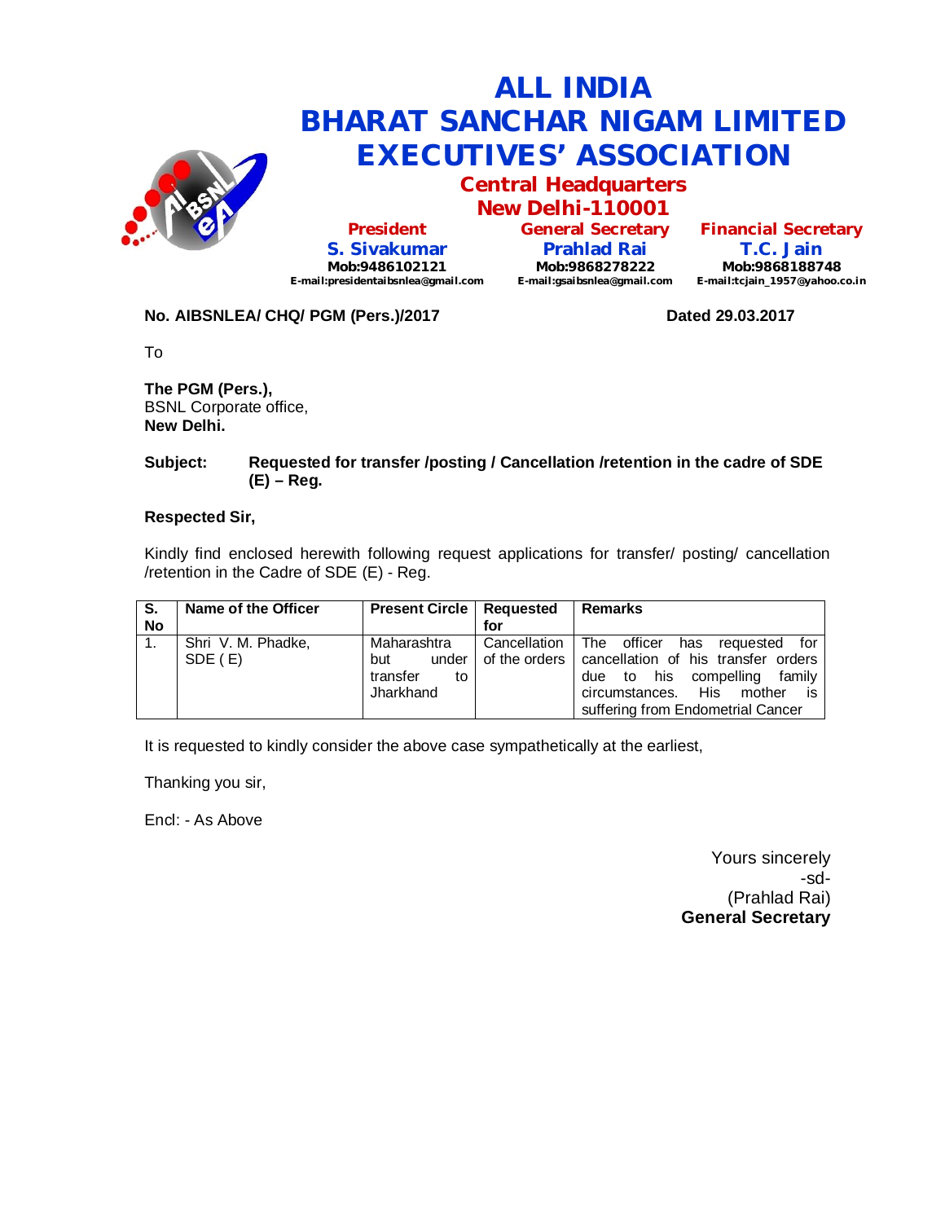# ALL INDIA BHARAT SANCHAR NIGAM LIMITED EXECUTIVES' ASSOCIATION

## Central Headquarters
## New Delhi-110001

**President**
**S. Sivakumar**
**Mob:9486102121**
**E-mail:presidentaibsnlea@gmail.com**

**General Secretary**
**Prahlad Rai**
**Mob:9868278222**
**E-mail:gsaibsnlea@gmail.com**

**Financial Secretary**
**T.C. Jain**
**Mob:9868188748**
**E-mail:tcjain_1957@yahoo.co.in**

**No. AIBSNLEA/ CHQ/ PGM (Pers.)/2017** **Dated 29.03.2017**

To

**The PGM (Pers.),**
BSNL Corporate office,
**New Delhi.**

**Subject: Requested for transfer /posting / Cancellation /retention in the cadre of SDE (E) – Reg.**

**Respected Sir,**

Kindly find enclosed herewith following request applications for transfer/ posting/ cancellation /retention in the Cadre of SDE (E) - Reg.

| S. No | Name of the Officer | Present Circle | Requested for | Remarks |
|---|---|---|---|---|
| 1. | Shri V. M. Phadke, SDE ( E) | Maharashtra but under transfer to Jharkhand | Cancellation of the orders | The officer has requested for cancellation of his transfer orders due to his compelling family circumstances. His mother is suffering from Endometrial Cancer |

It is requested to kindly consider the above case sympathetically at the earliest,

Thanking you sir,

Encl: - As Above

Yours sincerely
-sd-
(Prahlad Rai)
**General Secretary**